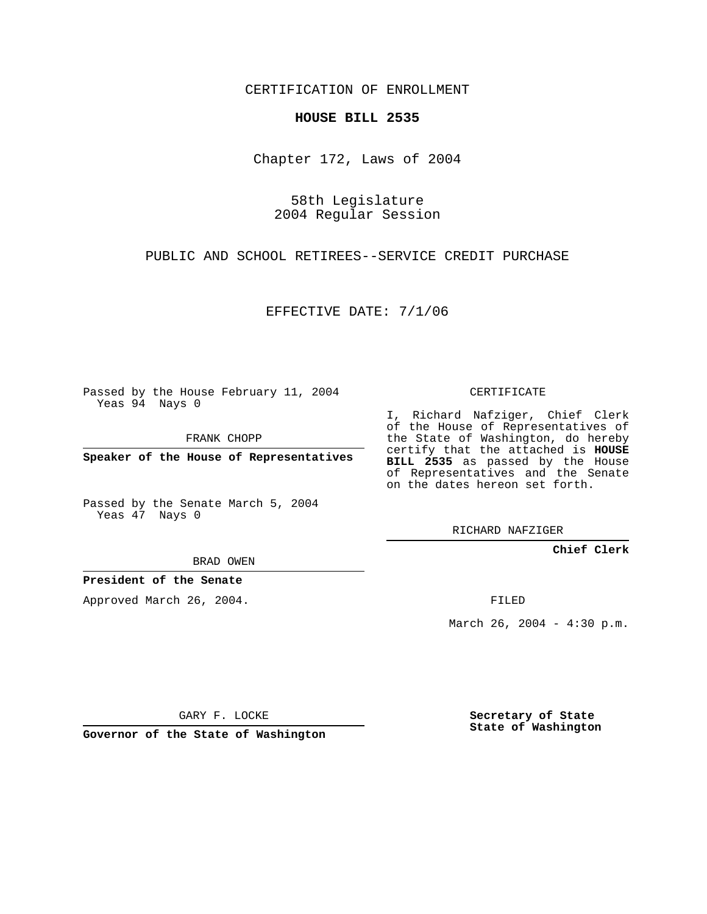CERTIFICATION OF ENROLLMENT

**HOUSE BILL 2535**

Chapter 172, Laws of 2004

58th Legislature
2004 Regular Session

PUBLIC AND SCHOOL RETIREES--SERVICE CREDIT PURCHASE

EFFECTIVE DATE: 7/1/06

Passed by the House February 11, 2004
Yeas 94 Nays 0

FRANK CHOPP

**Speaker of the House of Representatives**

Passed by the Senate March 5, 2004
Yeas 47 Nays 0

BRAD OWEN

**President of the Senate**

Approved March 26, 2004.

GARY F. LOCKE

**Governor of the State of Washington**

CERTIFICATE

I, Richard Nafziger, Chief Clerk of the House of Representatives of the State of Washington, do hereby certify that the attached is **HOUSE BILL 2535** as passed by the House of Representatives and the Senate on the dates hereon set forth.

RICHARD NAFZIGER

**Chief Clerk**

FILED

March 26, 2004 - 4:30 p.m.

**Secretary of State**
**State of Washington**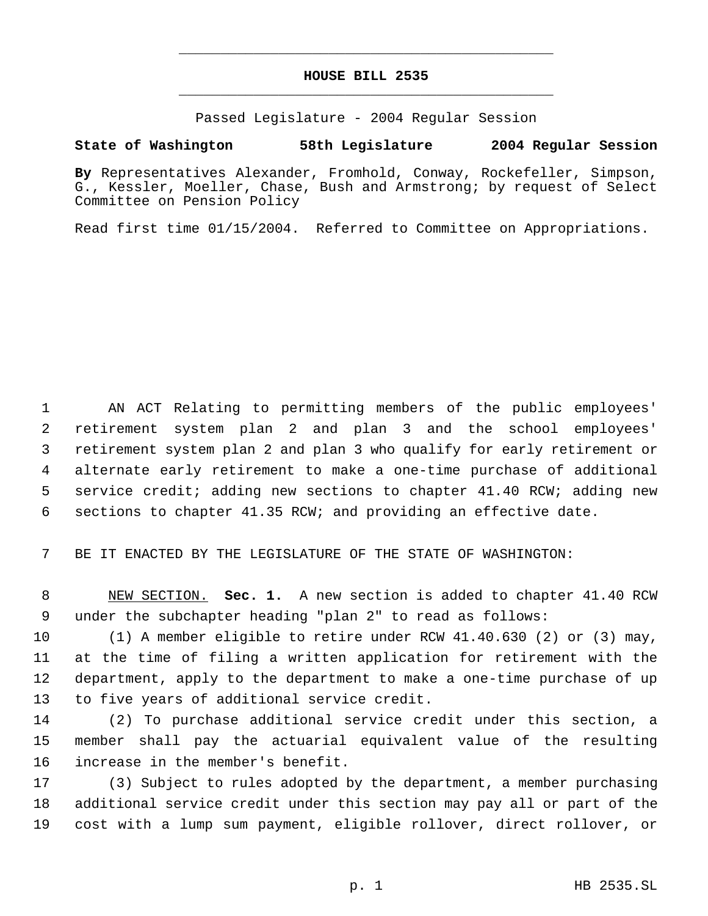# HOUSE BILL 2535

Passed Legislature - 2004 Regular Session

**State of Washington 58th Legislature 2004 Regular Session**

**By** Representatives Alexander, Fromhold, Conway, Rockefeller, Simpson, G., Kessler, Moeller, Chase, Bush and Armstrong; by request of Select Committee on Pension Policy

Read first time 01/15/2004. Referred to Committee on Appropriations.

AN ACT Relating to permitting members of the public employees' retirement system plan 2 and plan 3 and the school employees' retirement system plan 2 and plan 3 who qualify for early retirement or alternate early retirement to make a one-time purchase of additional service credit; adding new sections to chapter 41.40 RCW; adding new sections to chapter 41.35 RCW; and providing an effective date.

BE IT ENACTED BY THE LEGISLATURE OF THE STATE OF WASHINGTON:

NEW SECTION. **Sec. 1.** A new section is added to chapter 41.40 RCW under the subchapter heading "plan 2" to read as follows:

(1) A member eligible to retire under RCW 41.40.630 (2) or (3) may, at the time of filing a written application for retirement with the department, apply to the department to make a one-time purchase of up to five years of additional service credit.

(2) To purchase additional service credit under this section, a member shall pay the actuarial equivalent value of the resulting increase in the member's benefit.

(3) Subject to rules adopted by the department, a member purchasing additional service credit under this section may pay all or part of the cost with a lump sum payment, eligible rollover, direct rollover, or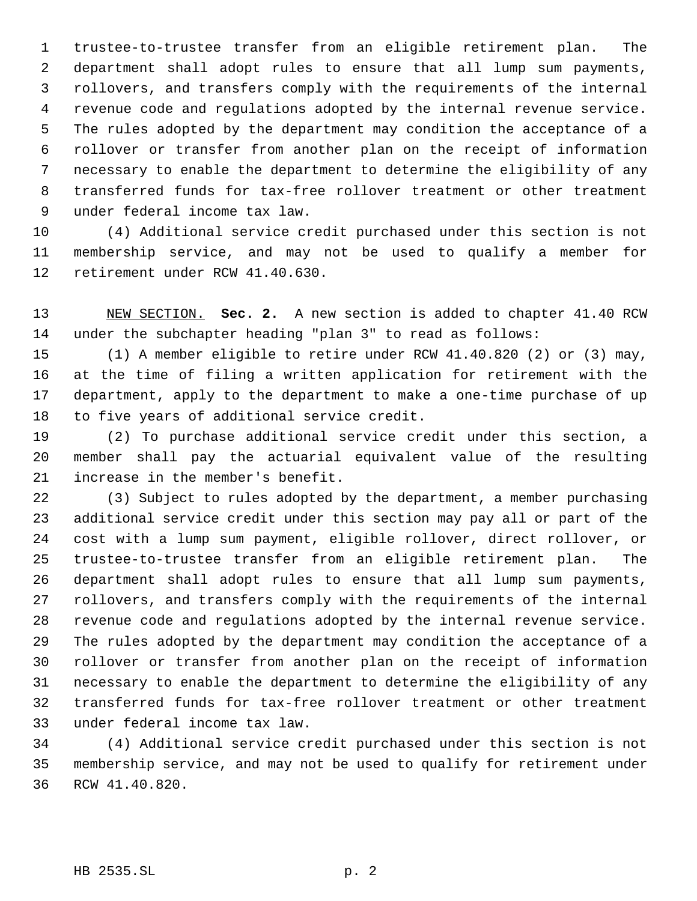trustee-to-trustee transfer from an eligible retirement plan. The department shall adopt rules to ensure that all lump sum payments, rollovers, and transfers comply with the requirements of the internal revenue code and regulations adopted by the internal revenue service. The rules adopted by the department may condition the acceptance of a rollover or transfer from another plan on the receipt of information necessary to enable the department to determine the eligibility of any transferred funds for tax-free rollover treatment or other treatment under federal income tax law.

(4) Additional service credit purchased under this section is not membership service, and may not be used to qualify a member for retirement under RCW 41.40.630.

NEW SECTION. **Sec. 2.** A new section is added to chapter 41.40 RCW under the subchapter heading "plan 3" to read as follows:

(1) A member eligible to retire under RCW 41.40.820 (2) or (3) may, at the time of filing a written application for retirement with the department, apply to the department to make a one-time purchase of up to five years of additional service credit.

(2) To purchase additional service credit under this section, a member shall pay the actuarial equivalent value of the resulting increase in the member's benefit.

(3) Subject to rules adopted by the department, a member purchasing additional service credit under this section may pay all or part of the cost with a lump sum payment, eligible rollover, direct rollover, or trustee-to-trustee transfer from an eligible retirement plan. The department shall adopt rules to ensure that all lump sum payments, rollovers, and transfers comply with the requirements of the internal revenue code and regulations adopted by the internal revenue service. The rules adopted by the department may condition the acceptance of a rollover or transfer from another plan on the receipt of information necessary to enable the department to determine the eligibility of any transferred funds for tax-free rollover treatment or other treatment under federal income tax law.

(4) Additional service credit purchased under this section is not membership service, and may not be used to qualify for retirement under RCW 41.40.820.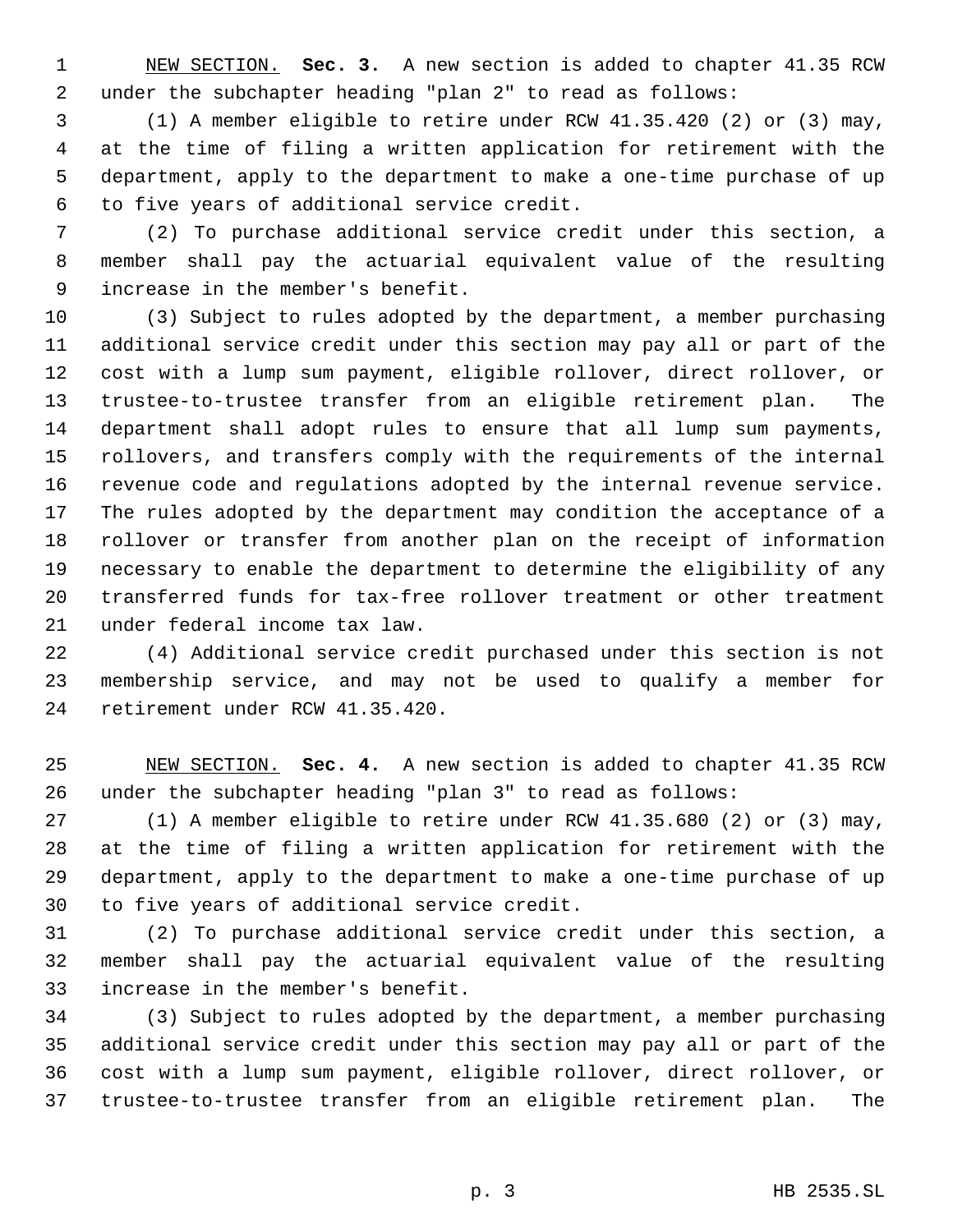NEW SECTION. **Sec. 3.** A new section is added to chapter 41.35 RCW under the subchapter heading "plan 2" to read as follows:

(1) A member eligible to retire under RCW 41.35.420 (2) or (3) may, at the time of filing a written application for retirement with the department, apply to the department to make a one-time purchase of up to five years of additional service credit.

(2) To purchase additional service credit under this section, a member shall pay the actuarial equivalent value of the resulting increase in the member's benefit.

(3) Subject to rules adopted by the department, a member purchasing additional service credit under this section may pay all or part of the cost with a lump sum payment, eligible rollover, direct rollover, or trustee-to-trustee transfer from an eligible retirement plan. The department shall adopt rules to ensure that all lump sum payments, rollovers, and transfers comply with the requirements of the internal revenue code and regulations adopted by the internal revenue service. The rules adopted by the department may condition the acceptance of a rollover or transfer from another plan on the receipt of information necessary to enable the department to determine the eligibility of any transferred funds for tax-free rollover treatment or other treatment under federal income tax law.

(4) Additional service credit purchased under this section is not membership service, and may not be used to qualify a member for retirement under RCW 41.35.420.

NEW SECTION. **Sec. 4.** A new section is added to chapter 41.35 RCW under the subchapter heading "plan 3" to read as follows:

(1) A member eligible to retire under RCW 41.35.680 (2) or (3) may, at the time of filing a written application for retirement with the department, apply to the department to make a one-time purchase of up to five years of additional service credit.

(2) To purchase additional service credit under this section, a member shall pay the actuarial equivalent value of the resulting increase in the member's benefit.

(3) Subject to rules adopted by the department, a member purchasing additional service credit under this section may pay all or part of the cost with a lump sum payment, eligible rollover, direct rollover, or trustee-to-trustee transfer from an eligible retirement plan. The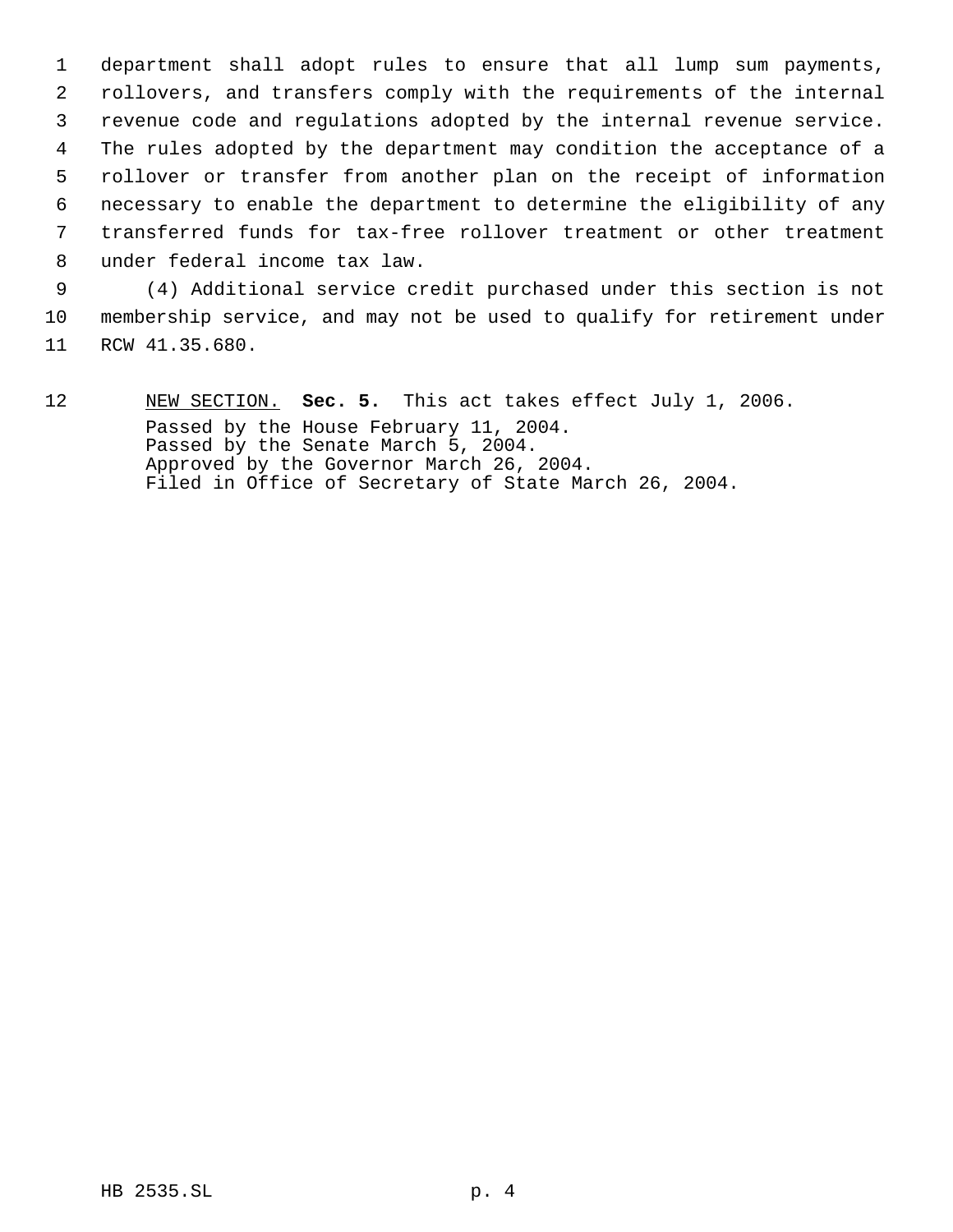department shall adopt rules to ensure that all lump sum payments, rollovers, and transfers comply with the requirements of the internal revenue code and regulations adopted by the internal revenue service. The rules adopted by the department may condition the acceptance of a rollover or transfer from another plan on the receipt of information necessary to enable the department to determine the eligibility of any transferred funds for tax-free rollover treatment or other treatment under federal income tax law.

(4) Additional service credit purchased under this section is not membership service, and may not be used to qualify for retirement under RCW 41.35.680.

NEW SECTION. **Sec. 5.** This act takes effect July 1, 2006.

Passed by the House February 11, 2004.
Passed by the Senate March 5, 2004.
Approved by the Governor March 26, 2004.
Filed in Office of Secretary of State March 26, 2004.